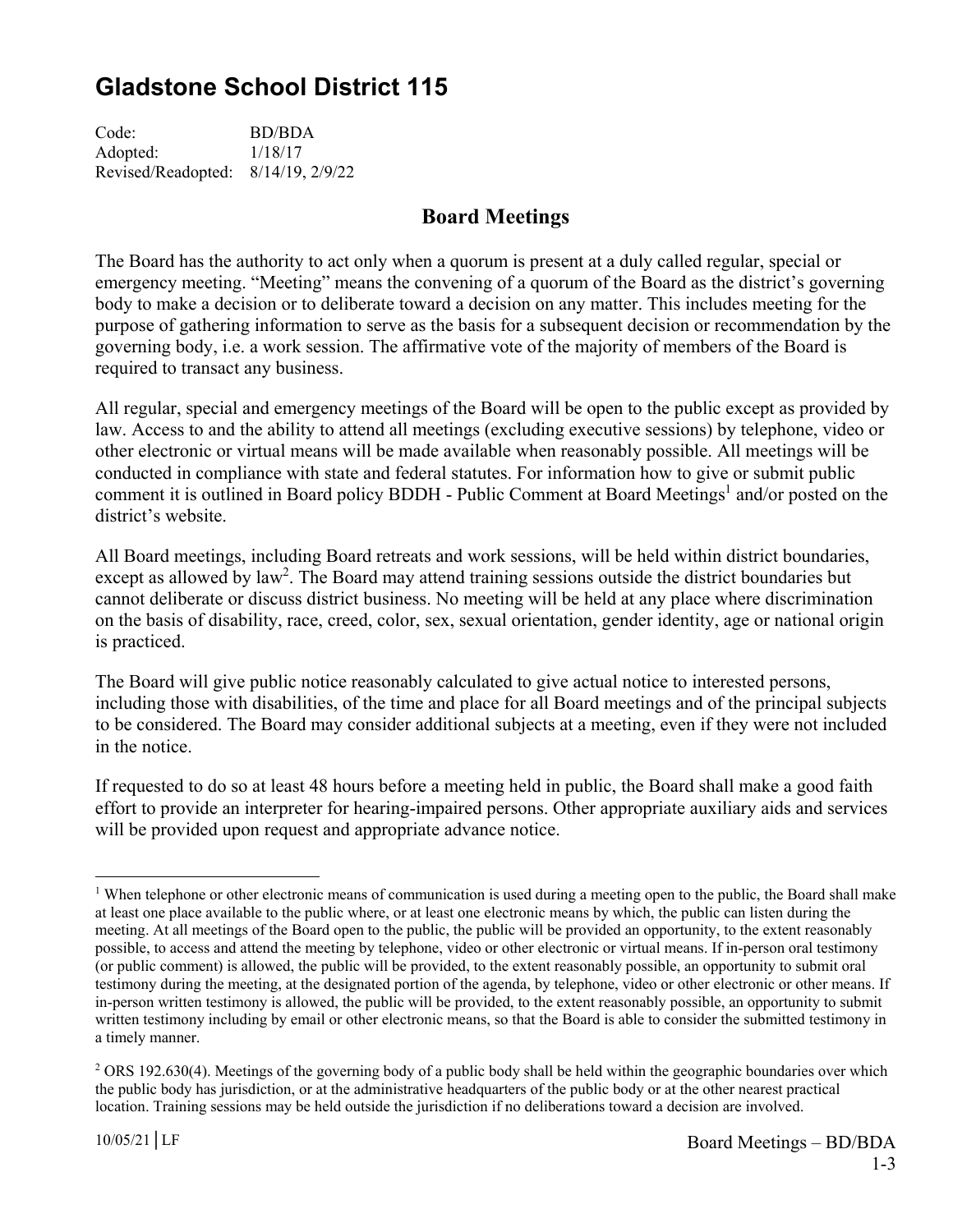# Gladstone School District 115

Code: BD/BDA
Adopted: 1/18/17
Revised/Readopted: 8/14/19, 2/9/22

## Board Meetings

The Board has the authority to act only when a quorum is present at a duly called regular, special or emergency meeting. "Meeting" means the convening of a quorum of the Board as the district's governing body to make a decision or to deliberate toward a decision on any matter. This includes meeting for the purpose of gathering information to serve as the basis for a subsequent decision or recommendation by the governing body, i.e. a work session. The affirmative vote of the majority of members of the Board is required to transact any business.

All regular, special and emergency meetings of the Board will be open to the public except as provided by law. Access to and the ability to attend all meetings (excluding executive sessions) by telephone, video or other electronic or virtual means will be made available when reasonably possible. All meetings will be conducted in compliance with state and federal statutes. For information how to give or submit public comment it is outlined in Board policy BDDH - Public Comment at Board Meetings[1] and/or posted on the district's website.

All Board meetings, including Board retreats and work sessions, will be held within district boundaries, except as allowed by law[2]. The Board may attend training sessions outside the district boundaries but cannot deliberate or discuss district business. No meeting will be held at any place where discrimination on the basis of disability, race, creed, color, sex, sexual orientation, gender identity, age or national origin is practiced.

The Board will give public notice reasonably calculated to give actual notice to interested persons, including those with disabilities, of the time and place for all Board meetings and of the principal subjects to be considered. The Board may consider additional subjects at a meeting, even if they were not included in the notice.

If requested to do so at least 48 hours before a meeting held in public, the Board shall make a good faith effort to provide an interpreter for hearing-impaired persons. Other appropriate auxiliary aids and services will be provided upon request and appropriate advance notice.

---

[1] When telephone or other electronic means of communication is used during a meeting open to the public, the Board shall make at least one place available to the public where, or at least one electronic means by which, the public can listen during the meeting. At all meetings of the Board open to the public, the public will be provided an opportunity, to the extent reasonably possible, to access and attend the meeting by telephone, video or other electronic or virtual means. If in-person oral testimony (or public comment) is allowed, the public will be provided, to the extent reasonably possible, an opportunity to submit oral testimony during the meeting, at the designated portion of the agenda, by telephone, video or other electronic or other means. If in-person written testimony is allowed, the public will be provided, to the extent reasonably possible, an opportunity to submit written testimony including by email or other electronic means, so that the Board is able to consider the submitted testimony in a timely manner.

[2] ORS 192.630(4). Meetings of the governing body of a public body shall be held within the geographic boundaries over which the public body has jurisdiction, or at the administrative headquarters of the public body or at the other nearest practical location. Training sessions may be held outside the jurisdiction if no deliberations toward a decision are involved.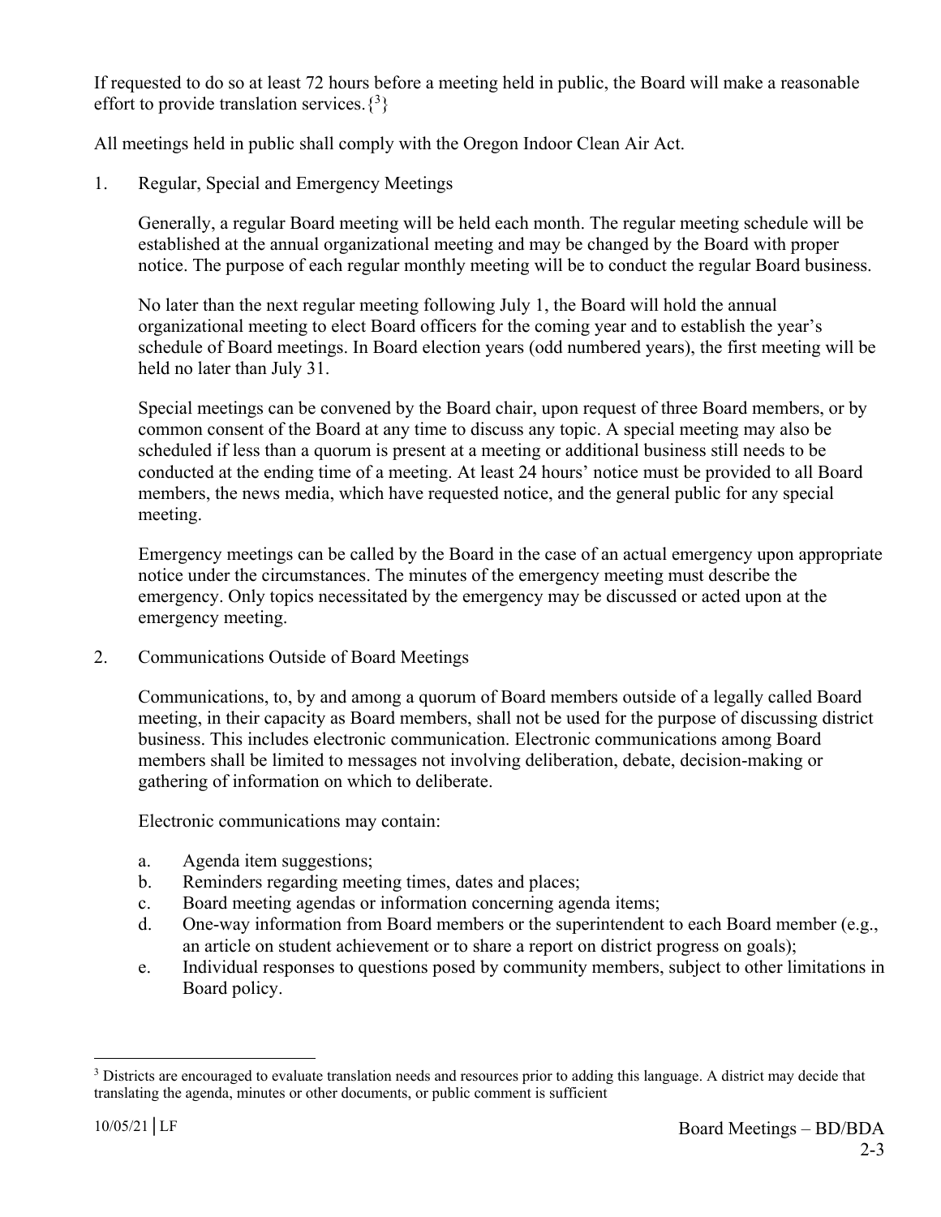If requested to do so at least 72 hours before a meeting held in public, the Board will make a reasonable effort to provide translation services.{[3]}

All meetings held in public shall comply with the Oregon Indoor Clean Air Act.

1. Regular, Special and Emergency Meetings

   Generally, a regular Board meeting will be held each month. The regular meeting schedule will be established at the annual organizational meeting and may be changed by the Board with proper notice. The purpose of each regular monthly meeting will be to conduct the regular Board business.

   No later than the next regular meeting following July 1, the Board will hold the annual organizational meeting to elect Board officers for the coming year and to establish the year's schedule of Board meetings. In Board election years (odd numbered years), the first meeting will be held no later than July 31.

   Special meetings can be convened by the Board chair, upon request of three Board members, or by common consent of the Board at any time to discuss any topic. A special meeting may also be scheduled if less than a quorum is present at a meeting or additional business still needs to be conducted at the ending time of a meeting. At least 24 hours' notice must be provided to all Board members, the news media, which have requested notice, and the general public for any special meeting.

   Emergency meetings can be called by the Board in the case of an actual emergency upon appropriate notice under the circumstances. The minutes of the emergency meeting must describe the emergency. Only topics necessitated by the emergency may be discussed or acted upon at the emergency meeting.

2. Communications Outside of Board Meetings

   Communications, to, by and among a quorum of Board members outside of a legally called Board meeting, in their capacity as Board members, shall not be used for the purpose of discussing district business. This includes electronic communication. Electronic communications among Board members shall be limited to messages not involving deliberation, debate, decision-making or gathering of information on which to deliberate.

   Electronic communications may contain:

   a. Agenda item suggestions;
   b. Reminders regarding meeting times, dates and places;
   c. Board meeting agendas or information concerning agenda items;
   d. One-way information from Board members or the superintendent to each Board member (e.g., an article on student achievement or to share a report on district progress on goals);
   e. Individual responses to questions posed by community members, subject to other limitations in Board policy.

---

[3] Districts are encouraged to evaluate translation needs and resources prior to adding this language. A district may decide that translating the agenda, minutes or other documents, or public comment is sufficient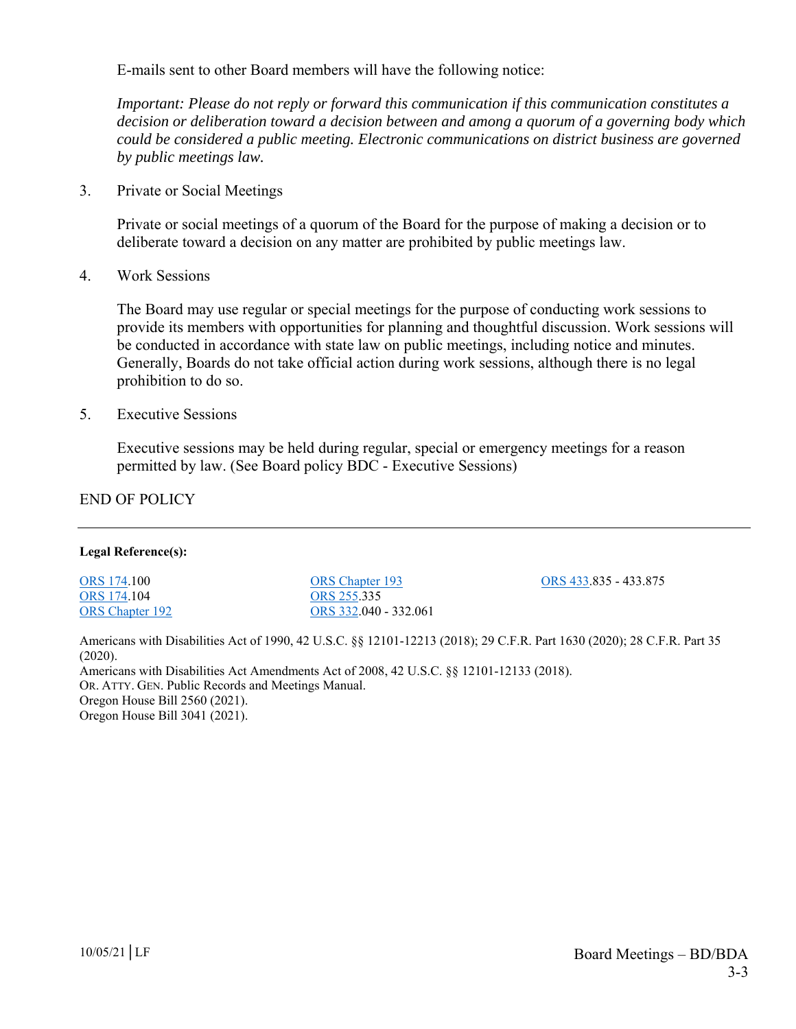E-mails sent to other Board members will have the following notice:

*Important: Please do not reply or forward this communication if this communication constitutes a decision or deliberation toward a decision between and among a quorum of a governing body which could be considered a public meeting. Electronic communications on district business are governed by public meetings law.*

3. Private or Social Meetings

   Private or social meetings of a quorum of the Board for the purpose of making a decision or to deliberate toward a decision on any matter are prohibited by public meetings law.

4. Work Sessions

   The Board may use regular or special meetings for the purpose of conducting work sessions to provide its members with opportunities for planning and thoughtful discussion. Work sessions will be conducted in accordance with state law on public meetings, including notice and minutes. Generally, Boards do not take official action during work sessions, although there is no legal prohibition to do so.

5. Executive Sessions

   Executive sessions may be held during regular, special or emergency meetings for a reason permitted by law. (See Board policy BDC - Executive Sessions)

END OF POLICY

---

**Legal Reference(s):**

ORS 174.100
ORS 174.104
ORS Chapter 192
ORS Chapter 193
ORS 255.335
ORS 332.040 - 332.061
ORS 433.835 - 433.875

Americans with Disabilities Act of 1990, 42 U.S.C. §§ 12101-12213 (2018); 29 C.F.R. Part 1630 (2020); 28 C.F.R. Part 35 (2020).
Americans with Disabilities Act Amendments Act of 2008, 42 U.S.C. §§ 12101-12133 (2018).
OR. ATTY. GEN. Public Records and Meetings Manual.
Oregon House Bill 2560 (2021).
Oregon House Bill 3041 (2021).